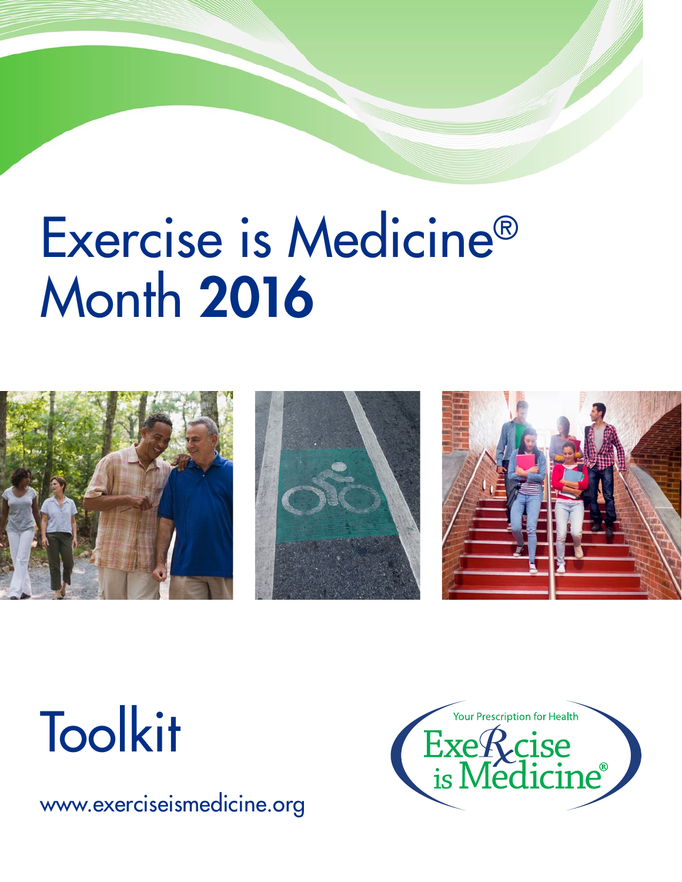# Exercise is Medicine® Month **2016**

# Toolkit

www.exerciseismedicine.org

Your Prescription for Health

Exercise is Medicine®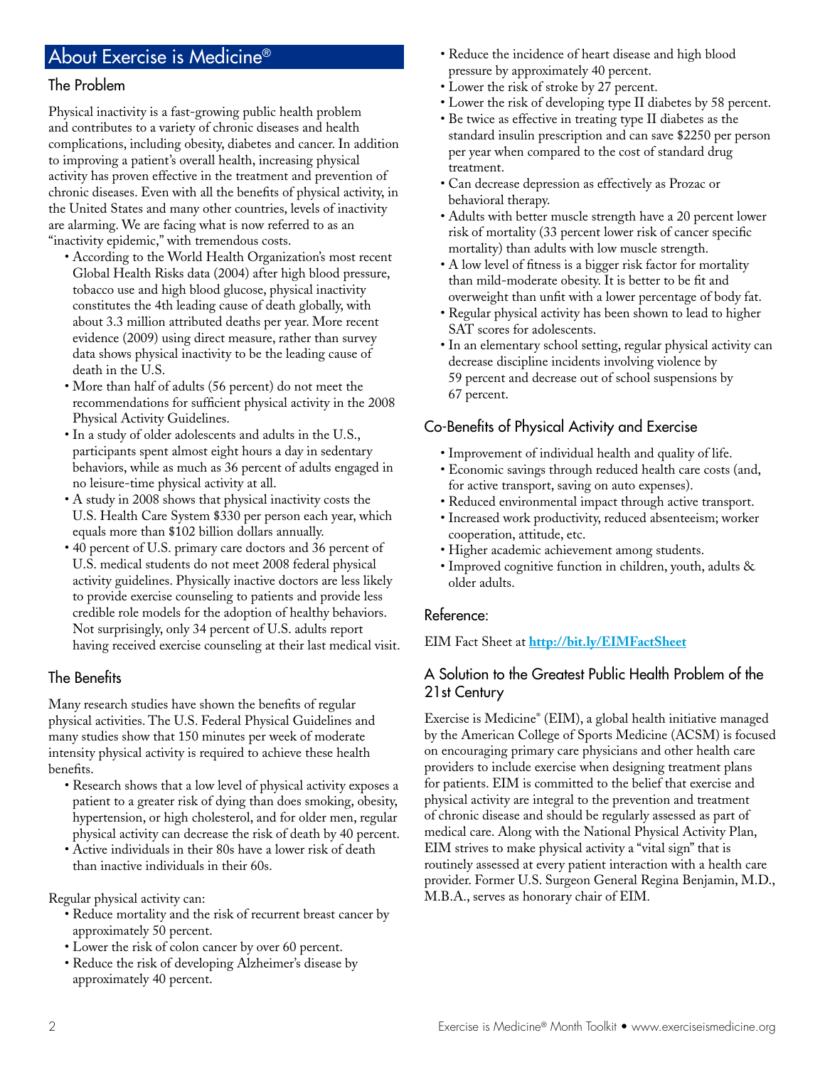## About Exercise is Medicine®

### The Problem

Physical inactivity is a fast-growing public health problem and contributes to a variety of chronic diseases and health complications, including obesity, diabetes and cancer. In addition to improving a patient's overall health, increasing physical activity has proven effective in the treatment and prevention of chronic diseases. Even with all the benefits of physical activity, in the United States and many other countries, levels of inactivity are alarming. We are facing what is now referred to as an "inactivity epidemic," with tremendous costs.

- According to the World Health Organization's most recent Global Health Risks data (2004) after high blood pressure, tobacco use and high blood glucose, physical inactivity constitutes the 4th leading cause of death globally, with about 3.3 million attributed deaths per year. More recent evidence (2009) using direct measure, rather than survey data shows physical inactivity to be the leading cause of death in the U.S.
- More than half of adults (56 percent) do not meet the recommendations for sufficient physical activity in the 2008 Physical Activity Guidelines.
- In a study of older adolescents and adults in the U.S., participants spent almost eight hours a day in sedentary behaviors, while as much as 36 percent of adults engaged in no leisure-time physical activity at all.
- A study in 2008 shows that physical inactivity costs the U.S. Health Care System $330 per person each year, which equals more than $102 billion dollars annually.
- 40 percent of U.S. primary care doctors and 36 percent of U.S. medical students do not meet 2008 federal physical activity guidelines. Physically inactive doctors are less likely to provide exercise counseling to patients and provide less credible role models for the adoption of healthy behaviors. Not surprisingly, only 34 percent of U.S. adults report having received exercise counseling at their last medical visit.

### The Benefits

Many research studies have shown the benefits of regular physical activities. The U.S. Federal Physical Guidelines and many studies show that 150 minutes per week of moderate intensity physical activity is required to achieve these health benefits.

- Research shows that a low level of physical activity exposes a patient to a greater risk of dying than does smoking, obesity, hypertension, or high cholesterol, and for older men, regular physical activity can decrease the risk of death by 40 percent.
- Active individuals in their 80s have a lower risk of death than inactive individuals in their 60s.

Regular physical activity can:

- Reduce mortality and the risk of recurrent breast cancer by approximately 50 percent.
- Lower the risk of colon cancer by over 60 percent.
- Reduce the risk of developing Alzheimer's disease by approximately 40 percent.
- Reduce the incidence of heart disease and high blood pressure by approximately 40 percent.
- Lower the risk of stroke by 27 percent.
- Lower the risk of developing type II diabetes by 58 percent.
- Be twice as effective in treating type II diabetes as the standard insulin prescription and can save $2250 per person per year when compared to the cost of standard drug treatment.
- Can decrease depression as effectively as Prozac or behavioral therapy.
- Adults with better muscle strength have a 20 percent lower risk of mortality (33 percent lower risk of cancer specific mortality) than adults with low muscle strength.
- A low level of fitness is a bigger risk factor for mortality than mild-moderate obesity. It is better to be fit and overweight than unfit with a lower percentage of body fat.
- Regular physical activity has been shown to lead to higher SAT scores for adolescents.
- In an elementary school setting, regular physical activity can decrease discipline incidents involving violence by 59 percent and decrease out of school suspensions by 67 percent.

### Co-Benefits of Physical Activity and Exercise

- Improvement of individual health and quality of life.
- Economic savings through reduced health care costs (and, for active transport, saving on auto expenses).
- Reduced environmental impact through active transport.
- Increased work productivity, reduced absenteeism; worker cooperation, attitude, etc.
- Higher academic achievement among students.
- Improved cognitive function in children, youth, adults & older adults.

### Reference:

EIM Fact Sheet at **http://bit.ly/EIMFactSheet**

### A Solution to the Greatest Public Health Problem of the 21st Century

Exercise is Medicine® (EIM), a global health initiative managed by the American College of Sports Medicine (ACSM) is focused on encouraging primary care physicians and other health care providers to include exercise when designing treatment plans for patients. EIM is committed to the belief that exercise and physical activity are integral to the prevention and treatment of chronic disease and should be regularly assessed as part of medical care. Along with the National Physical Activity Plan, EIM strives to make physical activity a "vital sign" that is routinely assessed at every patient interaction with a health care provider. Former U.S. Surgeon General Regina Benjamin, M.D., M.B.A., serves as honorary chair of EIM.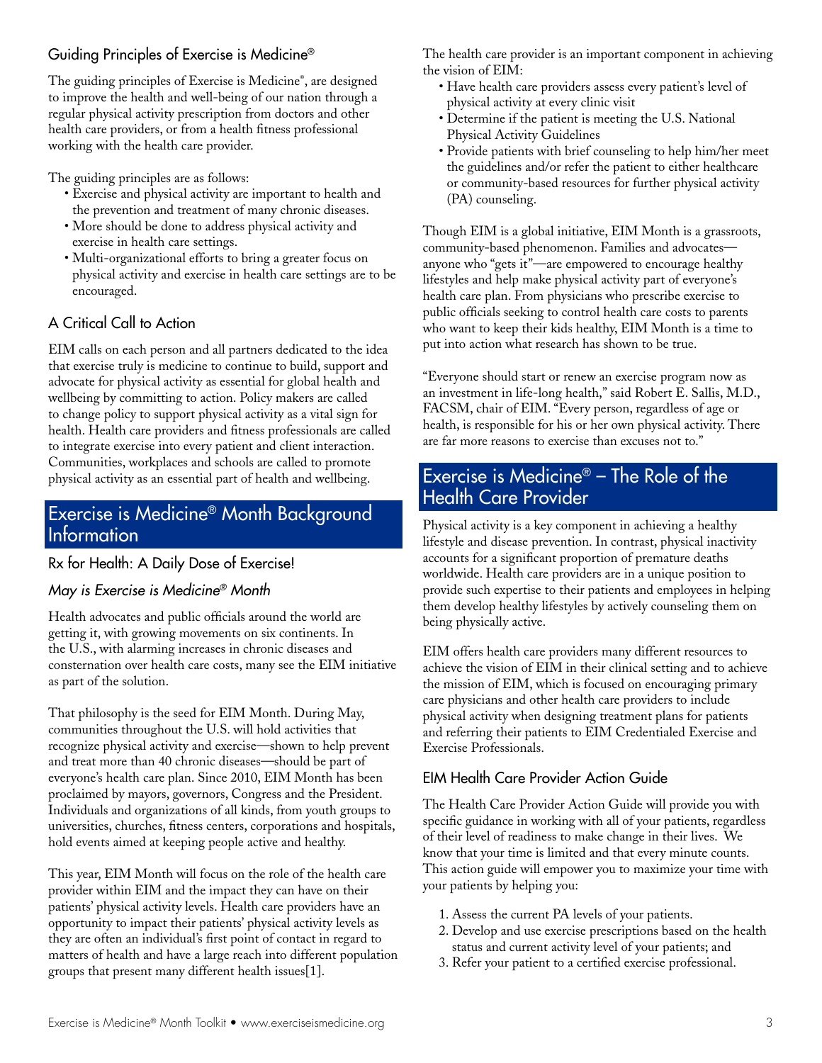## Guiding Principles of Exercise is Medicine®

The guiding principles of Exercise is Medicine®, are designed to improve the health and well-being of our nation through a regular physical activity prescription from doctors and other health care providers, or from a health fitness professional working with the health care provider.

The guiding principles are as follows:

- Exercise and physical activity are important to health and the prevention and treatment of many chronic diseases.
- More should be done to address physical activity and exercise in health care settings.
- Multi-organizational efforts to bring a greater focus on physical activity and exercise in health care settings are to be encouraged.

## A Critical Call to Action

EIM calls on each person and all partners dedicated to the idea that exercise truly is medicine to continue to build, support and advocate for physical activity as essential for global health and wellbeing by committing to action. Policy makers are called to change policy to support physical activity as a vital sign for health. Health care providers and fitness professionals are called to integrate exercise into every patient and client interaction. Communities, workplaces and schools are called to promote physical activity as an essential part of health and wellbeing.

# Exercise is Medicine® Month Background Information

## Rx for Health: A Daily Dose of Exercise!

### *May is Exercise is Medicine® Month*

Health advocates and public officials around the world are getting it, with growing movements on six continents. In the U.S., with alarming increases in chronic diseases and consternation over health care costs, many see the EIM initiative as part of the solution.

That philosophy is the seed for EIM Month. During May, communities throughout the U.S. will hold activities that recognize physical activity and exercise—shown to help prevent and treat more than 40 chronic diseases—should be part of everyone's health care plan. Since 2010, EIM Month has been proclaimed by mayors, governors, Congress and the President. Individuals and organizations of all kinds, from youth groups to universities, churches, fitness centers, corporations and hospitals, hold events aimed at keeping people active and healthy.

This year, EIM Month will focus on the role of the health care provider within EIM and the impact they can have on their patients' physical activity levels. Health care providers have an opportunity to impact their patients' physical activity levels as they are often an individual's first point of contact in regard to matters of health and have a large reach into different population groups that present many different health issues[1].

The health care provider is an important component in achieving the vision of EIM:

- Have health care providers assess every patient's level of physical activity at every clinic visit
- Determine if the patient is meeting the U.S. National Physical Activity Guidelines
- Provide patients with brief counseling to help him/her meet the guidelines and/or refer the patient to either healthcare or community-based resources for further physical activity (PA) counseling.

Though EIM is a global initiative, EIM Month is a grassroots, community-based phenomenon. Families and advocates—anyone who "gets it"—are empowered to encourage healthy lifestyles and help make physical activity part of everyone's health care plan. From physicians who prescribe exercise to public officials seeking to control health care costs to parents who want to keep their kids healthy, EIM Month is a time to put into action what research has shown to be true.

"Everyone should start or renew an exercise program now as an investment in life-long health," said Robert E. Sallis, M.D., FACSM, chair of EIM. "Every person, regardless of age or health, is responsible for his or her own physical activity. There are far more reasons to exercise than excuses not to."

# Exercise is Medicine® – The Role of the Health Care Provider

Physical activity is a key component in achieving a healthy lifestyle and disease prevention. In contrast, physical inactivity accounts for a significant proportion of premature deaths worldwide. Health care providers are in a unique position to provide such expertise to their patients and employees in helping them develop healthy lifestyles by actively counseling them on being physically active.

EIM offers health care providers many different resources to achieve the vision of EIM in their clinical setting and to achieve the mission of EIM, which is focused on encouraging primary care physicians and other health care providers to include physical activity when designing treatment plans for patients and referring their patients to EIM Credentialed Exercise and Exercise Professionals.

## EIM Health Care Provider Action Guide

The Health Care Provider Action Guide will provide you with specific guidance in working with all of your patients, regardless of their level of readiness to make change in their lives. We know that your time is limited and that every minute counts. This action guide will empower you to maximize your time with your patients by helping you:

1. Assess the current PA levels of your patients.
2. Develop and use exercise prescriptions based on the health status and current activity level of your patients; and
3. Refer your patient to a certified exercise professional.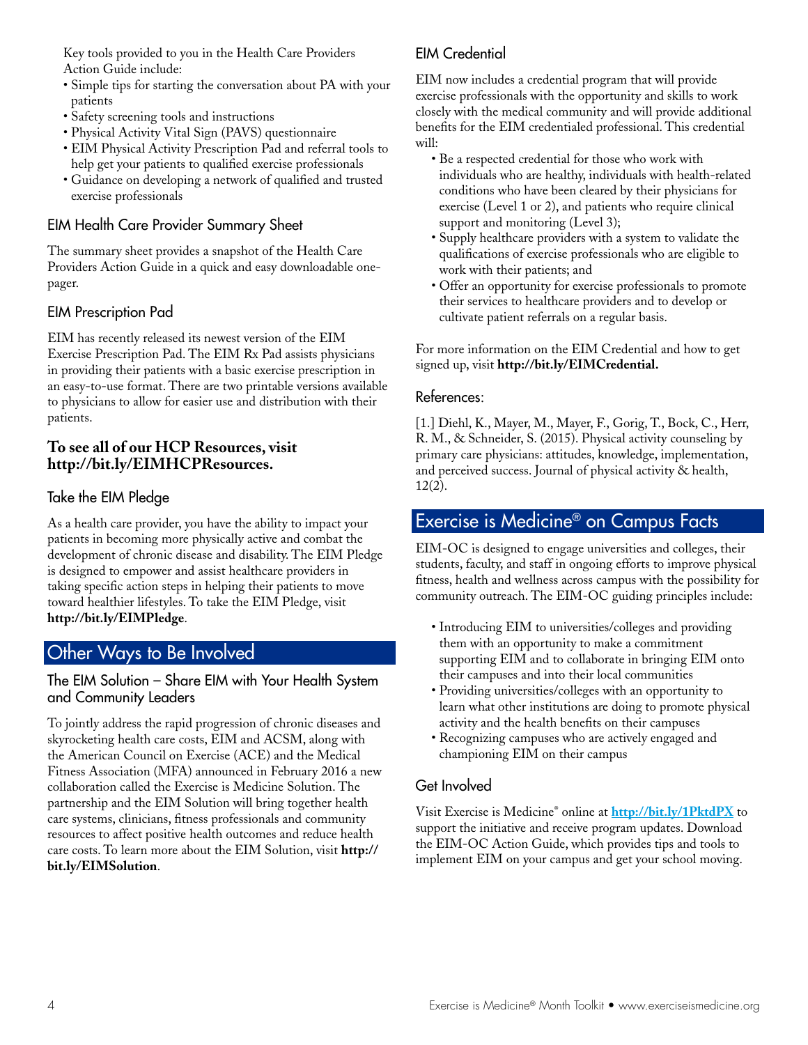Key tools provided to you in the Health Care Providers Action Guide include:

- Simple tips for starting the conversation about PA with your patients
- Safety screening tools and instructions
- Physical Activity Vital Sign (PAVS) questionnaire
- EIM Physical Activity Prescription Pad and referral tools to help get your patients to qualified exercise professionals
- Guidance on developing a network of qualified and trusted exercise professionals

### EIM Health Care Provider Summary Sheet

The summary sheet provides a snapshot of the Health Care Providers Action Guide in a quick and easy downloadable one-pager.

### EIM Prescription Pad

EIM has recently released its newest version of the EIM Exercise Prescription Pad. The EIM Rx Pad assists physicians in providing their patients with a basic exercise prescription in an easy-to-use format. There are two printable versions available to physicians to allow for easier use and distribution with their patients.

**To see all of our HCP Resources, visit http://bit.ly/EIMHCPResources.**

### Take the EIM Pledge

As a health care provider, you have the ability to impact your patients in becoming more physically active and combat the development of chronic disease and disability. The EIM Pledge is designed to empower and assist healthcare providers in taking specific action steps in helping their patients to move toward healthier lifestyles. To take the EIM Pledge, visit **http://bit.ly/EIMPledge**.

## Other Ways to Be Involved

### The EIM Solution – Share EIM with Your Health System and Community Leaders

To jointly address the rapid progression of chronic diseases and skyrocketing health care costs, EIM and ACSM, along with the American Council on Exercise (ACE) and the Medical Fitness Association (MFA) announced in February 2016 a new collaboration called the Exercise is Medicine Solution. The partnership and the EIM Solution will bring together health care systems, clinicians, fitness professionals and community resources to affect positive health outcomes and reduce health care costs. To learn more about the EIM Solution, visit **http://bit.ly/EIMSolution**.

### EIM Credential

EIM now includes a credential program that will provide exercise professionals with the opportunity and skills to work closely with the medical community and will provide additional benefits for the EIM credentialed professional. This credential will:

- Be a respected credential for those who work with individuals who are healthy, individuals with health-related conditions who have been cleared by their physicians for exercise (Level 1 or 2), and patients who require clinical support and monitoring (Level 3);
- Supply healthcare providers with a system to validate the qualifications of exercise professionals who are eligible to work with their patients; and
- Offer an opportunity for exercise professionals to promote their services to healthcare providers and to develop or cultivate patient referrals on a regular basis.

For more information on the EIM Credential and how to get signed up, visit **http://bit.ly/EIMCredential.**

### References:

[1.] Diehl, K., Mayer, M., Mayer, F., Gorig, T., Bock, C., Herr, R. M., & Schneider, S. (2015). Physical activity counseling by primary care physicians: attitudes, knowledge, implementation, and perceived success. Journal of physical activity & health, 12(2).

## Exercise is Medicine® on Campus Facts

EIM-OC is designed to engage universities and colleges, their students, faculty, and staff in ongoing efforts to improve physical fitness, health and wellness across campus with the possibility for community outreach. The EIM-OC guiding principles include:

- Introducing EIM to universities/colleges and providing them with an opportunity to make a commitment supporting EIM and to collaborate in bringing EIM onto their campuses and into their local communities
- Providing universities/colleges with an opportunity to learn what other institutions are doing to promote physical activity and the health benefits on their campuses
- Recognizing campuses who are actively engaged and championing EIM on their campus

### Get Involved

Visit Exercise is Medicine® online at **http://bit.ly/1PktdPX** to support the initiative and receive program updates. Download the EIM-OC Action Guide, which provides tips and tools to implement EIM on your campus and get your school moving.